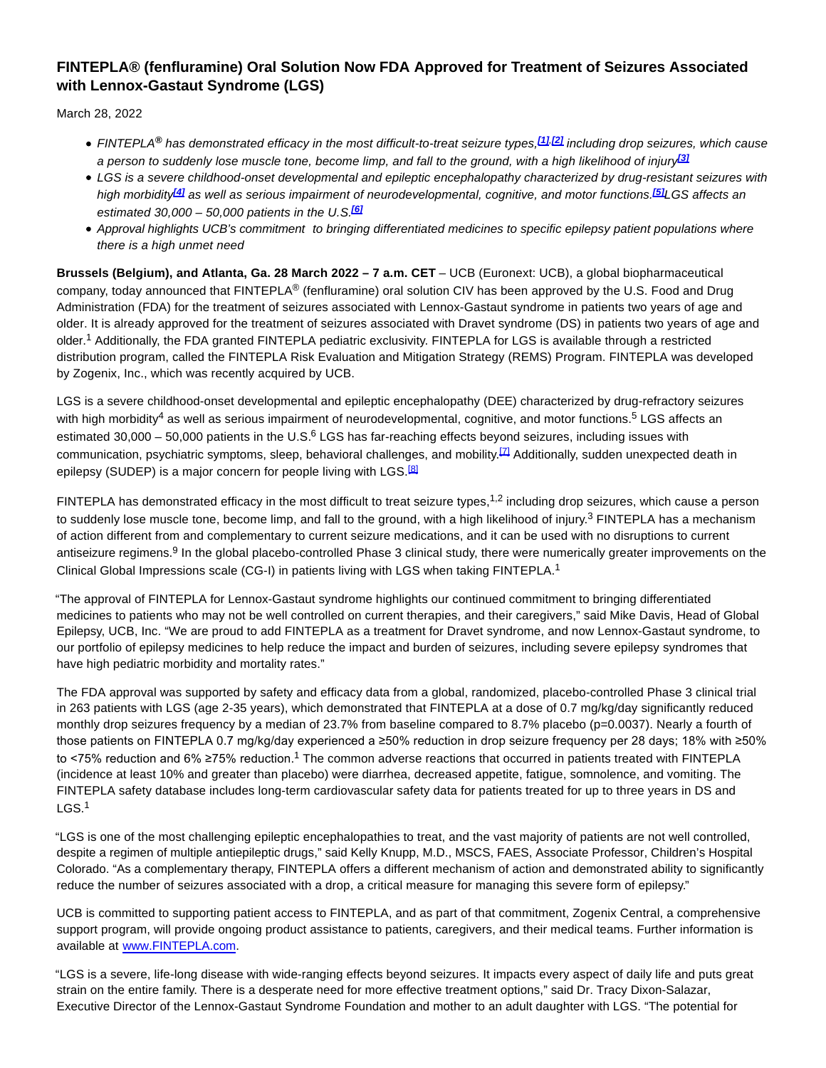# FINTEPLA® (fenfluramine) Oral Solution Now FDA Approved for Treatment of Seizures Associated with Lennox-Gastaut Syndrome (LGS)

March 28, 2022

- *FINTEPLA® has demonstrated efficacy in the most difficult-to-treat seizure types,[1],[2] including drop seizures, which cause a person to suddenly lose muscle tone, become limp, and fall to the ground, with a high likelihood of injury[3]*
- *LGS is a severe childhood-onset developmental and epileptic encephalopathy characterized by drug-resistant seizures with high morbidity[4] as well as serious impairment of neurodevelopmental, cognitive, and motor functions.[5] LGS affects an estimated 30,000 – 50,000 patients in the U.S.[6]*
- *Approval highlights UCB's commitment to bringing differentiated medicines to specific epilepsy patient populations where there is a high unmet need*

**Brussels (Belgium), and Atlanta, Ga. 28 March 2022 – 7 a.m. CET** – UCB (Euronext: UCB), a global biopharmaceutical company, today announced that FINTEPLA® (fenfluramine) oral solution CIV has been approved by the U.S. Food and Drug Administration (FDA) for the treatment of seizures associated with Lennox-Gastaut syndrome in patients two years of age and older. It is already approved for the treatment of seizures associated with Dravet syndrome (DS) in patients two years of age and older.[1] Additionally, the FDA granted FINTEPLA pediatric exclusivity. FINTEPLA for LGS is available through a restricted distribution program, called the FINTEPLA Risk Evaluation and Mitigation Strategy (REMS) Program. FINTEPLA was developed by Zogenix, Inc., which was recently acquired by UCB.

LGS is a severe childhood-onset developmental and epileptic encephalopathy (DEE) characterized by drug-refractory seizures with high morbidity[4] as well as serious impairment of neurodevelopmental, cognitive, and motor functions.[5] LGS affects an estimated 30,000 – 50,000 patients in the U.S.[6] LGS has far-reaching effects beyond seizures, including issues with communication, psychiatric symptoms, sleep, behavioral challenges, and mobility.[7] Additionally, sudden unexpected death in epilepsy (SUDEP) is a major concern for people living with LGS.[8]

FINTEPLA has demonstrated efficacy in the most difficult to treat seizure types,[1,2] including drop seizures, which cause a person to suddenly lose muscle tone, become limp, and fall to the ground, with a high likelihood of injury.[3] FINTEPLA has a mechanism of action different from and complementary to current seizure medications, and it can be used with no disruptions to current antiseizure regimens.[9] In the global placebo-controlled Phase 3 clinical study, there were numerically greater improvements on the Clinical Global Impressions scale (CG-I) in patients living with LGS when taking FINTEPLA.[1]

"The approval of FINTEPLA for Lennox-Gastaut syndrome highlights our continued commitment to bringing differentiated medicines to patients who may not be well controlled on current therapies, and their caregivers," said Mike Davis, Head of Global Epilepsy, UCB, Inc. "We are proud to add FINTEPLA as a treatment for Dravet syndrome, and now Lennox-Gastaut syndrome, to our portfolio of epilepsy medicines to help reduce the impact and burden of seizures, including severe epilepsy syndromes that have high pediatric morbidity and mortality rates."

The FDA approval was supported by safety and efficacy data from a global, randomized, placebo-controlled Phase 3 clinical trial in 263 patients with LGS (age 2-35 years), which demonstrated that FINTEPLA at a dose of 0.7 mg/kg/day significantly reduced monthly drop seizures frequency by a median of 23.7% from baseline compared to 8.7% placebo ($p=0.0037$). Nearly a fourth of those patients on FINTEPLA 0.7 mg/kg/day experienced a ≥50% reduction in drop seizure frequency per 28 days; 18% with ≥50% to <75% reduction and 6% ≥75% reduction.[1] The common adverse reactions that occurred in patients treated with FINTEPLA (incidence at least 10% and greater than placebo) were diarrhea, decreased appetite, fatigue, somnolence, and vomiting. The FINTEPLA safety database includes long-term cardiovascular safety data for patients treated for up to three years in DS and LGS.[1]

"LGS is one of the most challenging epileptic encephalopathies to treat, and the vast majority of patients are not well controlled, despite a regimen of multiple antiepileptic drugs," said Kelly Knupp, M.D., MSCS, FAES, Associate Professor, Children's Hospital Colorado. "As a complementary therapy, FINTEPLA offers a different mechanism of action and demonstrated ability to significantly reduce the number of seizures associated with a drop, a critical measure for managing this severe form of epilepsy."

UCB is committed to supporting patient access to FINTEPLA, and as part of that commitment, Zogenix Central, a comprehensive support program, will provide ongoing product assistance to patients, caregivers, and their medical teams. Further information is available at www.FINTEPLA.com.

"LGS is a severe, life-long disease with wide-ranging effects beyond seizures. It impacts every aspect of daily life and puts great strain on the entire family. There is a desperate need for more effective treatment options," said Dr. Tracy Dixon-Salazar, Executive Director of the Lennox-Gastaut Syndrome Foundation and mother to an adult daughter with LGS. "The potential for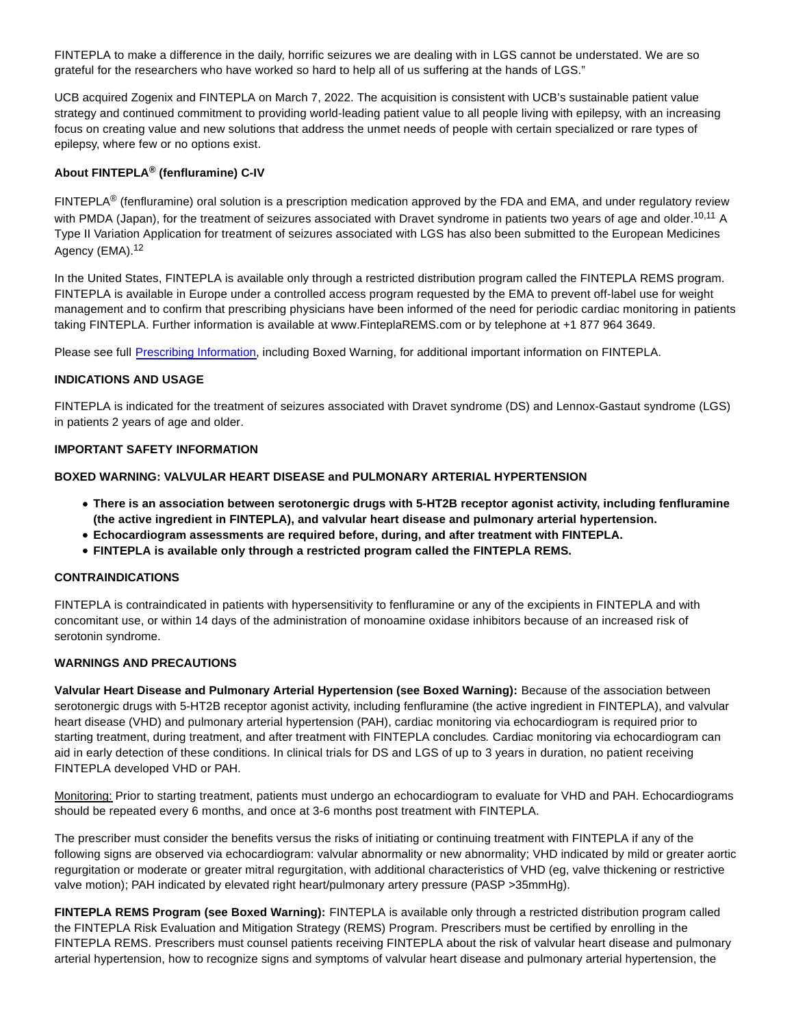FINTEPLA to make a difference in the daily, horrific seizures we are dealing with in LGS cannot be understated. We are so grateful for the researchers who have worked so hard to help all of us suffering at the hands of LGS."

UCB acquired Zogenix and FINTEPLA on March 7, 2022. The acquisition is consistent with UCB's sustainable patient value strategy and continued commitment to providing world-leading patient value to all people living with epilepsy, with an increasing focus on creating value and new solutions that address the unmet needs of people with certain specialized or rare types of epilepsy, where few or no options exist.

**About FINTEPLA® (fenfluramine) C-IV**

FINTEPLA® (fenfluramine) oral solution is a prescription medication approved by the FDA and EMA, and under regulatory review with PMDA (Japan), for the treatment of seizures associated with Dravet syndrome in patients two years of age and older.[10,11] A Type II Variation Application for treatment of seizures associated with LGS has also been submitted to the European Medicines Agency (EMA).[12]

In the United States, FINTEPLA is available only through a restricted distribution program called the FINTEPLA REMS program. FINTEPLA is available in Europe under a controlled access program requested by the EMA to prevent off-label use for weight management and to confirm that prescribing physicians have been informed of the need for periodic cardiac monitoring in patients taking FINTEPLA. Further information is available at www.FinteplaREMS.com or by telephone at +1 877 964 3649.

Please see full Prescribing Information, including Boxed Warning, for additional important information on FINTEPLA.

**INDICATIONS AND USAGE**

FINTEPLA is indicated for the treatment of seizures associated with Dravet syndrome (DS) and Lennox-Gastaut syndrome (LGS) in patients 2 years of age and older.

**IMPORTANT SAFETY INFORMATION**

**BOXED WARNING: VALVULAR HEART DISEASE and PULMONARY ARTERIAL HYPERTENSION**

- **There is an association between serotonergic drugs with 5-HT2B receptor agonist activity, including fenfluramine (the active ingredient in FINTEPLA), and valvular heart disease and pulmonary arterial hypertension.**
- **Echocardiogram assessments are required before, during, and after treatment with FINTEPLA.**
- **FINTEPLA is available only through a restricted program called the FINTEPLA REMS.**

**CONTRAINDICATIONS**

FINTEPLA is contraindicated in patients with hypersensitivity to fenfluramine or any of the excipients in FINTEPLA and with concomitant use, or within 14 days of the administration of monoamine oxidase inhibitors because of an increased risk of serotonin syndrome.

**WARNINGS AND PRECAUTIONS**

**Valvular Heart Disease and Pulmonary Arterial Hypertension (see Boxed Warning):** Because of the association between serotonergic drugs with 5-HT2B receptor agonist activity, including fenfluramine (the active ingredient in FINTEPLA), and valvular heart disease (VHD) and pulmonary arterial hypertension (PAH), cardiac monitoring via echocardiogram is required prior to starting treatment, during treatment, and after treatment with FINTEPLA concludes*.* Cardiac monitoring via echocardiogram can aid in early detection of these conditions. In clinical trials for DS and LGS of up to 3 years in duration, no patient receiving FINTEPLA developed VHD or PAH.

Monitoring: Prior to starting treatment, patients must undergo an echocardiogram to evaluate for VHD and PAH. Echocardiograms should be repeated every 6 months, and once at 3-6 months post treatment with FINTEPLA.

The prescriber must consider the benefits versus the risks of initiating or continuing treatment with FINTEPLA if any of the following signs are observed via echocardiogram: valvular abnormality or new abnormality; VHD indicated by mild or greater aortic regurgitation or moderate or greater mitral regurgitation, with additional characteristics of VHD (eg, valve thickening or restrictive valve motion); PAH indicated by elevated right heart/pulmonary artery pressure (PASP >35mmHg).

**FINTEPLA REMS Program (see Boxed Warning):** FINTEPLA is available only through a restricted distribution program called the FINTEPLA Risk Evaluation and Mitigation Strategy (REMS) Program. Prescribers must be certified by enrolling in the FINTEPLA REMS. Prescribers must counsel patients receiving FINTEPLA about the risk of valvular heart disease and pulmonary arterial hypertension, how to recognize signs and symptoms of valvular heart disease and pulmonary arterial hypertension, the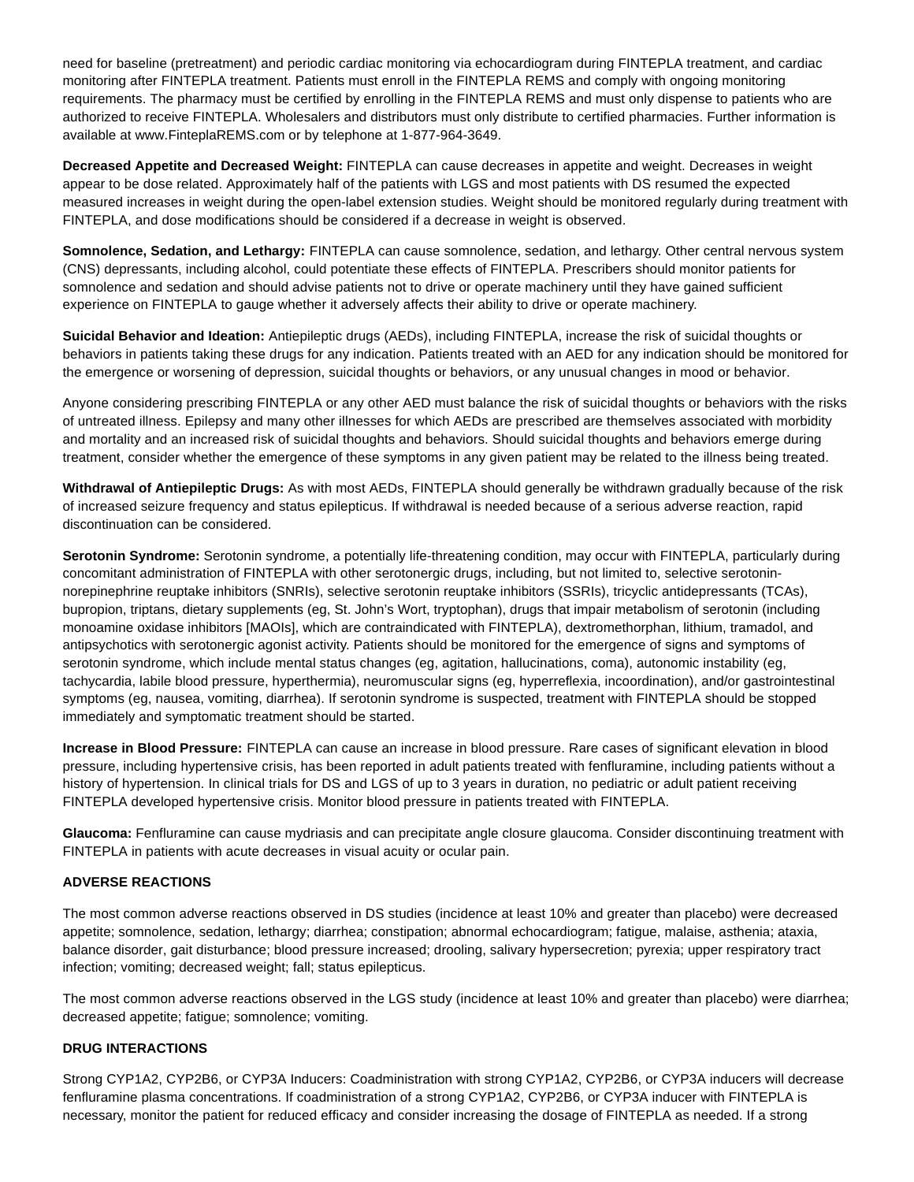need for baseline (pretreatment) and periodic cardiac monitoring via echocardiogram during FINTEPLA treatment, and cardiac monitoring after FINTEPLA treatment. Patients must enroll in the FINTEPLA REMS and comply with ongoing monitoring requirements. The pharmacy must be certified by enrolling in the FINTEPLA REMS and must only dispense to patients who are authorized to receive FINTEPLA. Wholesalers and distributors must only distribute to certified pharmacies. Further information is available at www.FinteplaREMS.com or by telephone at 1-877-964-3649.

**Decreased Appetite and Decreased Weight:** FINTEPLA can cause decreases in appetite and weight. Decreases in weight appear to be dose related. Approximately half of the patients with LGS and most patients with DS resumed the expected measured increases in weight during the open-label extension studies. Weight should be monitored regularly during treatment with FINTEPLA, and dose modifications should be considered if a decrease in weight is observed.

**Somnolence, Sedation, and Lethargy:** FINTEPLA can cause somnolence, sedation, and lethargy. Other central nervous system (CNS) depressants, including alcohol, could potentiate these effects of FINTEPLA. Prescribers should monitor patients for somnolence and sedation and should advise patients not to drive or operate machinery until they have gained sufficient experience on FINTEPLA to gauge whether it adversely affects their ability to drive or operate machinery.

**Suicidal Behavior and Ideation:** Antiepileptic drugs (AEDs), including FINTEPLA, increase the risk of suicidal thoughts or behaviors in patients taking these drugs for any indication. Patients treated with an AED for any indication should be monitored for the emergence or worsening of depression, suicidal thoughts or behaviors, or any unusual changes in mood or behavior.

Anyone considering prescribing FINTEPLA or any other AED must balance the risk of suicidal thoughts or behaviors with the risks of untreated illness. Epilepsy and many other illnesses for which AEDs are prescribed are themselves associated with morbidity and mortality and an increased risk of suicidal thoughts and behaviors. Should suicidal thoughts and behaviors emerge during treatment, consider whether the emergence of these symptoms in any given patient may be related to the illness being treated.

**Withdrawal of Antiepileptic Drugs:** As with most AEDs, FINTEPLA should generally be withdrawn gradually because of the risk of increased seizure frequency and status epilepticus. If withdrawal is needed because of a serious adverse reaction, rapid discontinuation can be considered.

**Serotonin Syndrome:** Serotonin syndrome, a potentially life-threatening condition, may occur with FINTEPLA, particularly during concomitant administration of FINTEPLA with other serotonergic drugs, including, but not limited to, selective serotonin-norepinephrine reuptake inhibitors (SNRIs), selective serotonin reuptake inhibitors (SSRIs), tricyclic antidepressants (TCAs), bupropion, triptans, dietary supplements (eg, St. John's Wort, tryptophan), drugs that impair metabolism of serotonin (including monoamine oxidase inhibitors [MAOIs], which are contraindicated with FINTEPLA), dextromethorphan, lithium, tramadol, and antipsychotics with serotonergic agonist activity. Patients should be monitored for the emergence of signs and symptoms of serotonin syndrome, which include mental status changes (eg, agitation, hallucinations, coma), autonomic instability (eg, tachycardia, labile blood pressure, hyperthermia), neuromuscular signs (eg, hyperreflexia, incoordination), and/or gastrointestinal symptoms (eg, nausea, vomiting, diarrhea). If serotonin syndrome is suspected, treatment with FINTEPLA should be stopped immediately and symptomatic treatment should be started.

**Increase in Blood Pressure:** FINTEPLA can cause an increase in blood pressure. Rare cases of significant elevation in blood pressure, including hypertensive crisis, has been reported in adult patients treated with fenfluramine, including patients without a history of hypertension. In clinical trials for DS and LGS of up to 3 years in duration, no pediatric or adult patient receiving FINTEPLA developed hypertensive crisis. Monitor blood pressure in patients treated with FINTEPLA.

**Glaucoma:** Fenfluramine can cause mydriasis and can precipitate angle closure glaucoma. Consider discontinuing treatment with FINTEPLA in patients with acute decreases in visual acuity or ocular pain.

**ADVERSE REACTIONS**

The most common adverse reactions observed in DS studies (incidence at least 10% and greater than placebo) were decreased appetite; somnolence, sedation, lethargy; diarrhea; constipation; abnormal echocardiogram; fatigue, malaise, asthenia; ataxia, balance disorder, gait disturbance; blood pressure increased; drooling, salivary hypersecretion; pyrexia; upper respiratory tract infection; vomiting; decreased weight; fall; status epilepticus.

The most common adverse reactions observed in the LGS study (incidence at least 10% and greater than placebo) were diarrhea; decreased appetite; fatigue; somnolence; vomiting.

**DRUG INTERACTIONS**

Strong CYP1A2, CYP2B6, or CYP3A Inducers: Coadministration with strong CYP1A2, CYP2B6, or CYP3A inducers will decrease fenfluramine plasma concentrations. If coadministration of a strong CYP1A2, CYP2B6, or CYP3A inducer with FINTEPLA is necessary, monitor the patient for reduced efficacy and consider increasing the dosage of FINTEPLA as needed. If a strong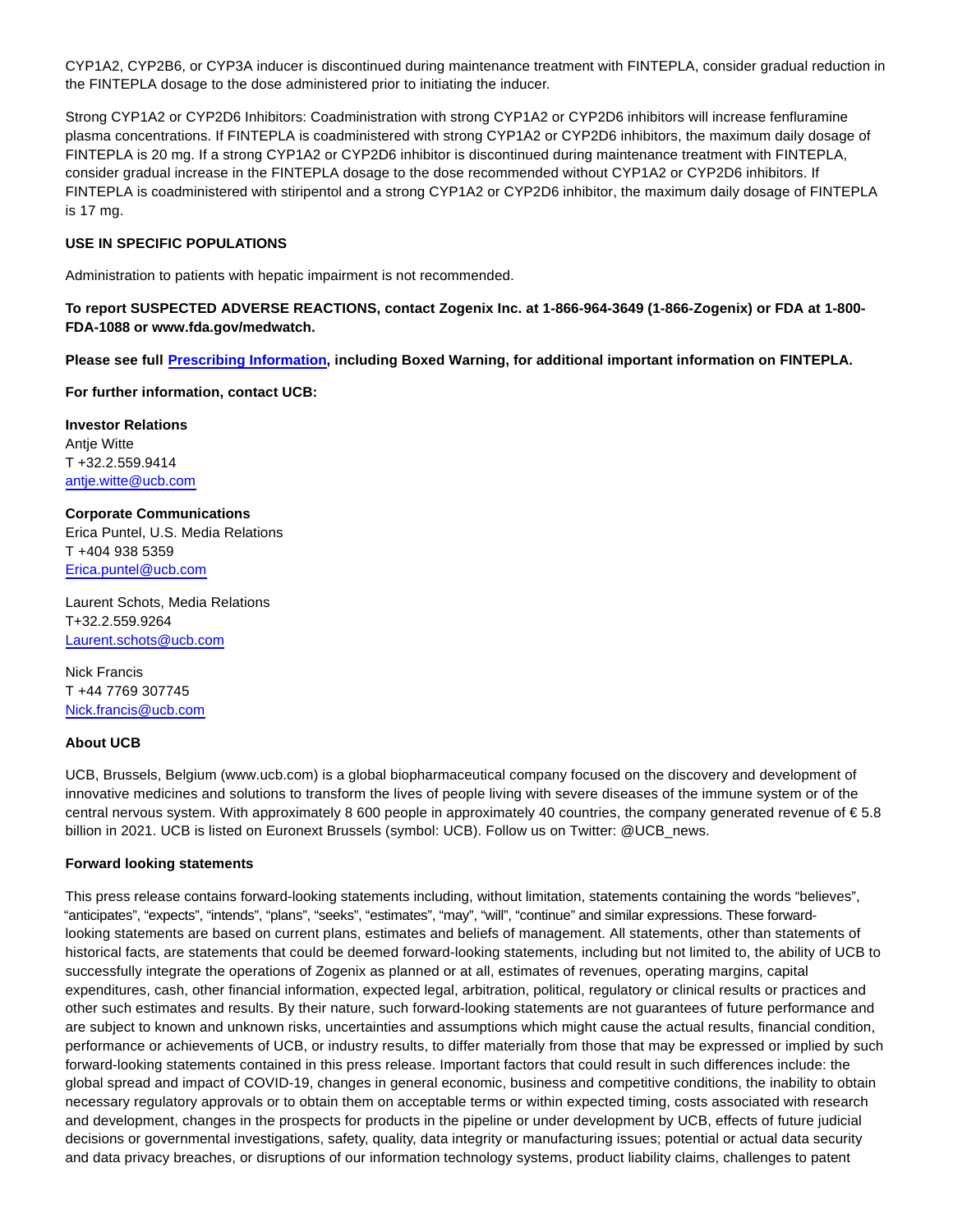CYP1A2, CYP2B6, or CYP3A inducer is discontinued during maintenance treatment with FINTEPLA, consider gradual reduction in the FINTEPLA dosage to the dose administered prior to initiating the inducer.

Strong CYP1A2 or CYP2D6 Inhibitors: Coadministration with strong CYP1A2 or CYP2D6 inhibitors will increase fenfluramine plasma concentrations. If FINTEPLA is coadministered with strong CYP1A2 or CYP2D6 inhibitors, the maximum daily dosage of FINTEPLA is 20 mg. If a strong CYP1A2 or CYP2D6 inhibitor is discontinued during maintenance treatment with FINTEPLA, consider gradual increase in the FINTEPLA dosage to the dose recommended without CYP1A2 or CYP2D6 inhibitors. If FINTEPLA is coadministered with stiripentol and a strong CYP1A2 or CYP2D6 inhibitor, the maximum daily dosage of FINTEPLA is 17 mg.

**USE IN SPECIFIC POPULATIONS**

Administration to patients with hepatic impairment is not recommended.

**To report SUSPECTED ADVERSE REACTIONS, contact Zogenix Inc. at 1-866-964-3649 (1-866-Zogenix) or FDA at 1-800-FDA-1088 or www.fda.gov/medwatch.**

**Please see full Prescribing Information, including Boxed Warning, for additional important information on FINTEPLA.**

**For further information, contact UCB:**

**Investor Relations**
Antje Witte
T +32.2.559.9414
antje.witte@ucb.com

**Corporate Communications**
Erica Puntel, U.S. Media Relations
T +404 938 5359
Erica.puntel@ucb.com

Laurent Schots, Media Relations
T+32.2.559.9264
Laurent.schots@ucb.com

Nick Francis
T +44 7769 307745
Nick.francis@ucb.com

**About UCB**

UCB, Brussels, Belgium (www.ucb.com) is a global biopharmaceutical company focused on the discovery and development of innovative medicines and solutions to transform the lives of people living with severe diseases of the immune system or of the central nervous system. With approximately 8 600 people in approximately 40 countries, the company generated revenue of € 5.8 billion in 2021. UCB is listed on Euronext Brussels (symbol: UCB). Follow us on Twitter: @UCB_news.

**Forward looking statements**

This press release contains forward-looking statements including, without limitation, statements containing the words "believes", "anticipates", "expects", "intends", "plans", "seeks", "estimates", "may", "will", "continue" and similar expressions. These forward-looking statements are based on current plans, estimates and beliefs of management. All statements, other than statements of historical facts, are statements that could be deemed forward-looking statements, including but not limited to, the ability of UCB to successfully integrate the operations of Zogenix as planned or at all, estimates of revenues, operating margins, capital expenditures, cash, other financial information, expected legal, arbitration, political, regulatory or clinical results or practices and other such estimates and results. By their nature, such forward-looking statements are not guarantees of future performance and are subject to known and unknown risks, uncertainties and assumptions which might cause the actual results, financial condition, performance or achievements of UCB, or industry results, to differ materially from those that may be expressed or implied by such forward-looking statements contained in this press release. Important factors that could result in such differences include: the global spread and impact of COVID-19, changes in general economic, business and competitive conditions, the inability to obtain necessary regulatory approvals or to obtain them on acceptable terms or within expected timing, costs associated with research and development, changes in the prospects for products in the pipeline or under development by UCB, effects of future judicial decisions or governmental investigations, safety, quality, data integrity or manufacturing issues; potential or actual data security and data privacy breaches, or disruptions of our information technology systems, product liability claims, challenges to patent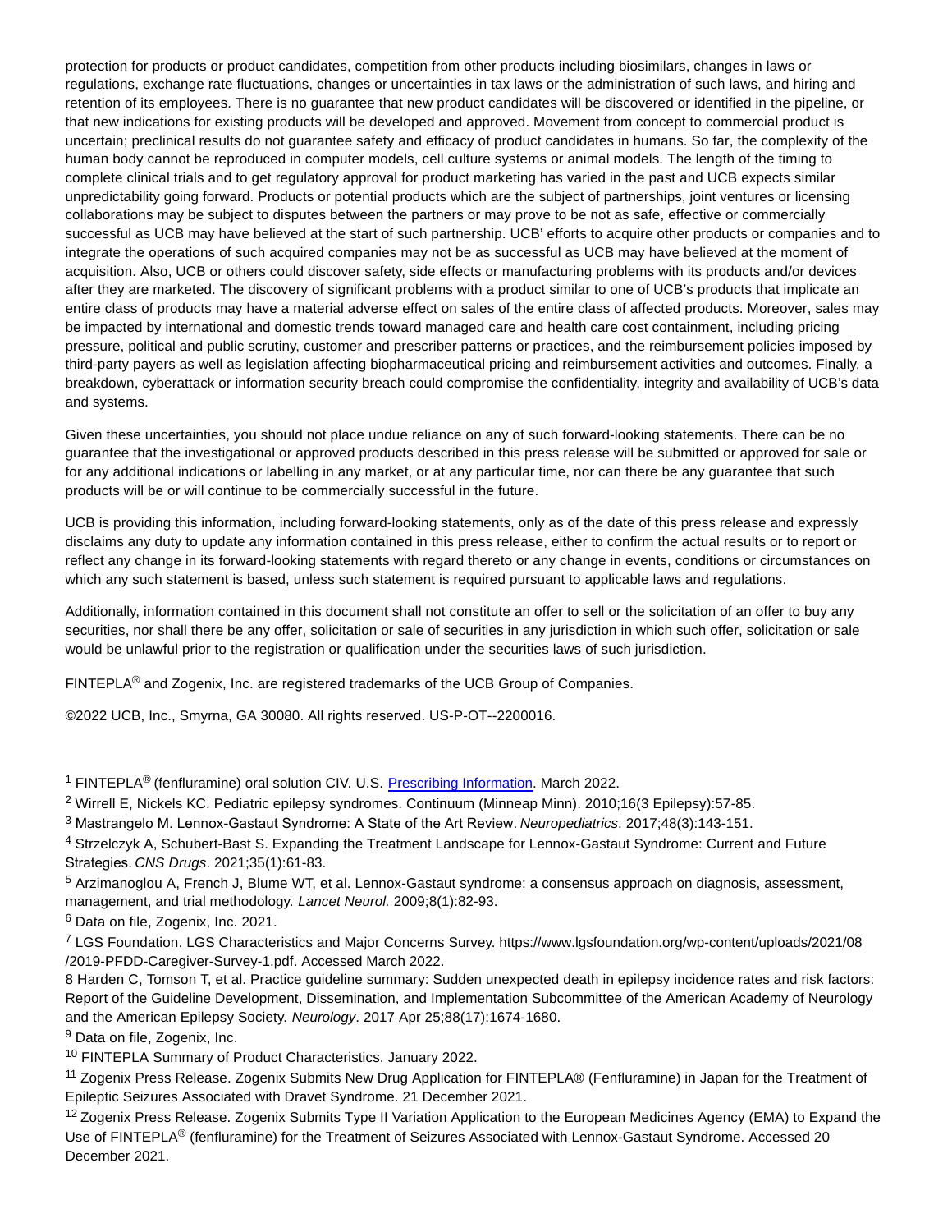protection for products or product candidates, competition from other products including biosimilars, changes in laws or regulations, exchange rate fluctuations, changes or uncertainties in tax laws or the administration of such laws, and hiring and retention of its employees. There is no guarantee that new product candidates will be discovered or identified in the pipeline, or that new indications for existing products will be developed and approved. Movement from concept to commercial product is uncertain; preclinical results do not guarantee safety and efficacy of product candidates in humans. So far, the complexity of the human body cannot be reproduced in computer models, cell culture systems or animal models. The length of the timing to complete clinical trials and to get regulatory approval for product marketing has varied in the past and UCB expects similar unpredictability going forward. Products or potential products which are the subject of partnerships, joint ventures or licensing collaborations may be subject to disputes between the partners or may prove to be not as safe, effective or commercially successful as UCB may have believed at the start of such partnership. UCB' efforts to acquire other products or companies and to integrate the operations of such acquired companies may not be as successful as UCB may have believed at the moment of acquisition. Also, UCB or others could discover safety, side effects or manufacturing problems with its products and/or devices after they are marketed. The discovery of significant problems with a product similar to one of UCB's products that implicate an entire class of products may have a material adverse effect on sales of the entire class of affected products. Moreover, sales may be impacted by international and domestic trends toward managed care and health care cost containment, including pricing pressure, political and public scrutiny, customer and prescriber patterns or practices, and the reimbursement policies imposed by third-party payers as well as legislation affecting biopharmaceutical pricing and reimbursement activities and outcomes. Finally, a breakdown, cyberattack or information security breach could compromise the confidentiality, integrity and availability of UCB's data and systems.

Given these uncertainties, you should not place undue reliance on any of such forward-looking statements. There can be no guarantee that the investigational or approved products described in this press release will be submitted or approved for sale or for any additional indications or labelling in any market, or at any particular time, nor can there be any guarantee that such products will be or will continue to be commercially successful in the future.

UCB is providing this information, including forward-looking statements, only as of the date of this press release and expressly disclaims any duty to update any information contained in this press release, either to confirm the actual results or to report or reflect any change in its forward-looking statements with regard thereto or any change in events, conditions or circumstances on which any such statement is based, unless such statement is required pursuant to applicable laws and regulations.

Additionally, information contained in this document shall not constitute an offer to sell or the solicitation of an offer to buy any securities, nor shall there be any offer, solicitation or sale of securities in any jurisdiction in which such offer, solicitation or sale would be unlawful prior to the registration or qualification under the securities laws of such jurisdiction.

FINTEPLA® and Zogenix, Inc. are registered trademarks of the UCB Group of Companies.

©2022 UCB, Inc., Smyrna, GA 30080. All rights reserved. US-P-OT--2200016.

[1] FINTEPLA® (fenfluramine) oral solution CIV. U.S. Prescribing Information. March 2022.

[2] Wirrell E, Nickels KC. Pediatric epilepsy syndromes. Continuum (Minneap Minn). 2010;16(3 Epilepsy):57-85.

[3] Mastrangelo M. Lennox-Gastaut Syndrome: A State of the Art Review. *Neuropediatrics*. 2017;48(3):143-151.

[4] Strzelczyk A, Schubert-Bast S. Expanding the Treatment Landscape for Lennox-Gastaut Syndrome: Current and Future Strategies. *CNS Drugs*. 2021;35(1):61-83.

[5] Arzimanoglou A, French J, Blume WT, et al. Lennox-Gastaut syndrome: a consensus approach on diagnosis, assessment, management, and trial methodology. *Lancet Neurol.* 2009;8(1):82-93.

[6] Data on file, Zogenix, Inc. 2021.

[7] LGS Foundation. LGS Characteristics and Major Concerns Survey. https://www.lgsfoundation.org/wp-content/uploads/2021/08/2019-PFDD-Caregiver-Survey-1.pdf. Accessed March 2022.

8 Harden C, Tomson T, et al. Practice guideline summary: Sudden unexpected death in epilepsy incidence rates and risk factors: Report of the Guideline Development, Dissemination, and Implementation Subcommittee of the American Academy of Neurology and the American Epilepsy Society. *Neurology*. 2017 Apr 25;88(17):1674-1680.

[9] Data on file, Zogenix, Inc.

[10] FINTEPLA Summary of Product Characteristics. January 2022.

[11] Zogenix Press Release. Zogenix Submits New Drug Application for FINTEPLA® (Fenfluramine) in Japan for the Treatment of Epileptic Seizures Associated with Dravet Syndrome. 21 December 2021.

[12] Zogenix Press Release. Zogenix Submits Type II Variation Application to the European Medicines Agency (EMA) to Expand the Use of FINTEPLA® (fenfluramine) for the Treatment of Seizures Associated with Lennox-Gastaut Syndrome. Accessed 20 December 2021.